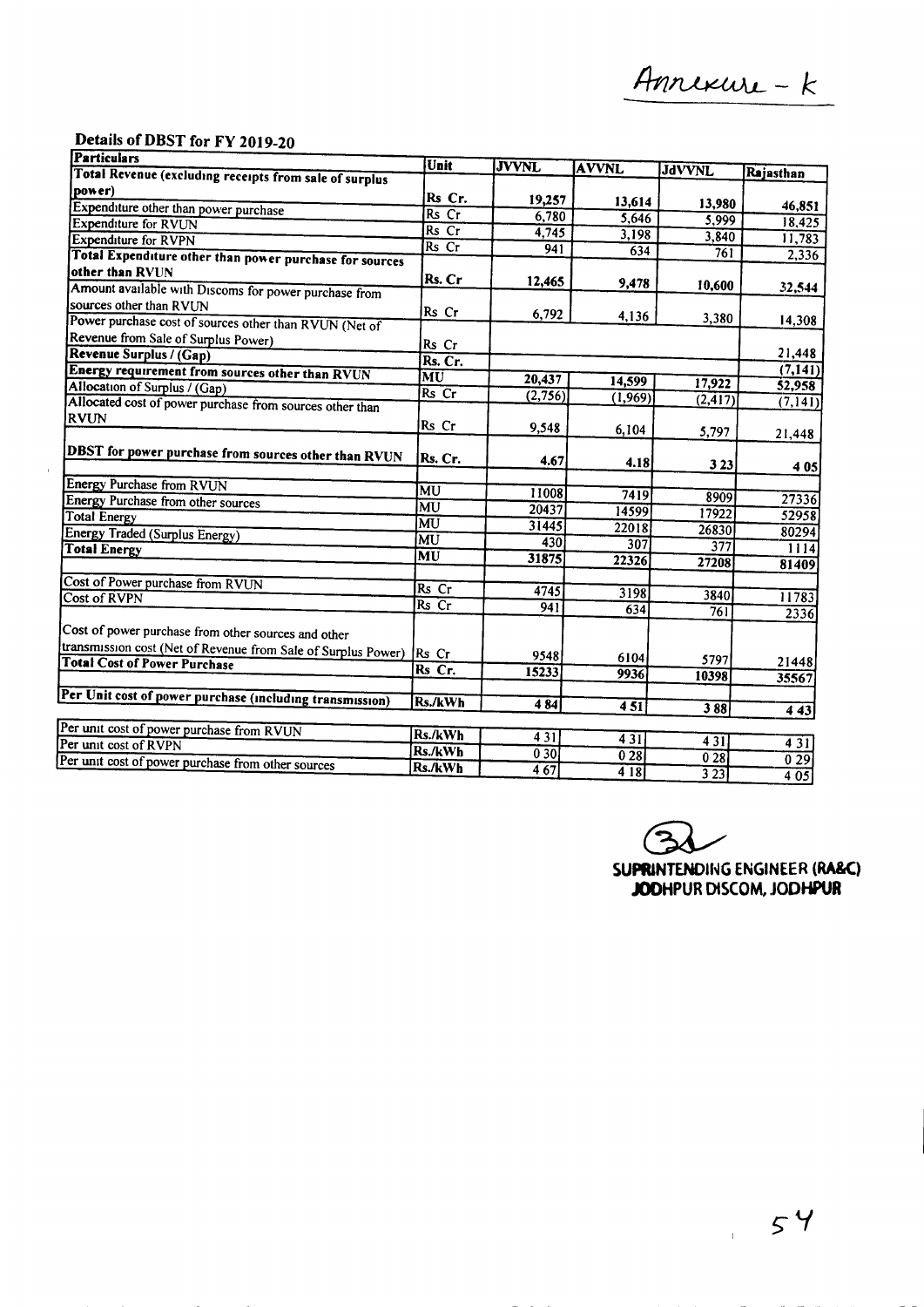Annexure - K

## Details of DBST for FY 2019-20

| Particulars | Unit | JVVNL | AVVNL | JdVVNL | Rajasthan |
|---|---|---|---|---|---|
| **Total Revenue (excluding receipts from sale of surplus power)** | Rs Cr. | 19,257 | 13,614 | 13,980 | 46,851 |
| Expenditure other than power purchase | Rs Cr | 6,780 | 5,646 | 5,999 | 18,425 |
| Expenditure for RVUN | Rs Cr | 4,745 | 3,198 | 3,840 | 11,783 |
| Expenditure for RVPN | Rs Cr | 941 | 634 | 761 | 2,336 |
| **Total Expenditure other than power purchase for sources other than RVUN** | Rs. Cr | 12,465 | 9,478 | 10,600 | 32,544 |
| Amount available with Discoms for power purchase from sources other than RVUN | Rs Cr | 6,792 | 4,136 | 3,380 | 14,308 |
| Power purchase cost of sources other than RVUN (Net of Revenue from Sale of Surplus Power) | Rs Cr | | | | 21,448 |
| **Revenue Surplus / (Gap)** | Rs. Cr. | | | | (7,141) |
| **Energy requirement from sources other than RVUN** | MU | 20,437 | 14,599 | 17,922 | 52,958 |
| Allocation of Surplus / (Gap) | Rs Cr | (2,756) | (1,969) | (2,417) | (7,141) |
| Allocated cost of power purchase from sources other than RVUN | Rs Cr | 9,548 | 6,104 | 5,797 | 21,448 |
| **DBST for power purchase from sources other than RVUN** | Rs. Cr. | 4.67 | 4.18 | 3.23 | 4.05 |
| Energy Purchase from RVUN | MU | 11008 | 7419 | 8909 | 27336 |
| Energy Purchase from other sources | MU | 20437 | 14599 | 17922 | 52958 |
| Total Energy | MU | 31445 | 22018 | 26830 | 80294 |
| Energy Traded (Surplus Energy) | MU | 430 | 307 | 377 | 1114 |
| **Total Energy** | MU | 31875 | 22326 | 27208 | 81409 |
| Cost of Power purchase from RVUN | Rs Cr | 4745 | 3198 | 3840 | 11783 |
| Cost of RVPN | Rs Cr | 941 | 634 | 761 | 2336 |
| Cost of power purchase from other sources and other transmission cost (Net of Revenue from Sale of Surplus Power) | Rs Cr | 9548 | 6104 | 5797 | 21448 |
| **Total Cost of Power Purchase** | Rs. Cr. | 15233 | 9936 | 10398 | 35567 |
| **Per Unit cost of power purchase (including transmission)** | Rs./kWh | 4.84 | 4.51 | 3.88 | 4.43 |
| Per unit cost of power purchase from RVUN | Rs./kWh | 4.31 | 4.31 | 4.31 | 4.31 |
| Per unit cost of RVPN | Rs./kWh | 0.30 | 0.28 | 0.28 | 0.29 |
| Per unit cost of power purchase from other sources | Rs./kWh | 4.67 | 4.18 | 3.23 | 4.05 |

**SUPRINTENDING ENGINEER (RA&C)**
**JODHPUR DISCOM, JODHPUR**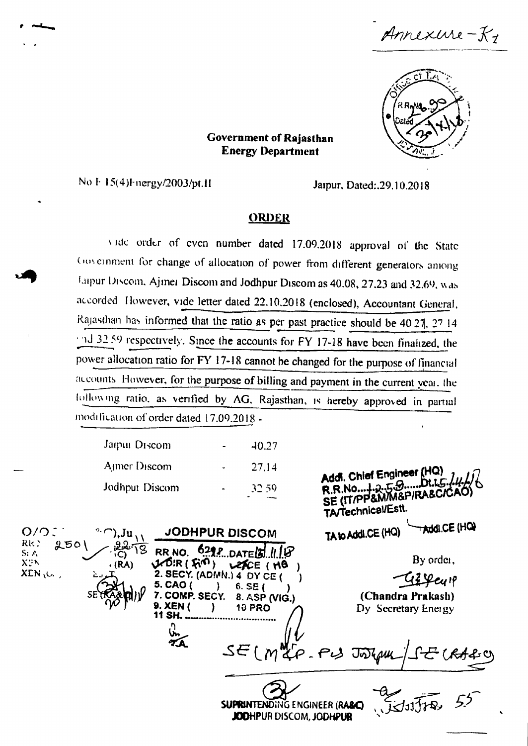Annexure-K1

Government of Rajasthan
Energy Department

No F 15(4)Energy/2003/pt.II

Jaipur, Dated:.29.10.2018

## ORDER

Vide order of even number dated 17.09.2018 approval of the State Government for change of allocation of power from different generators among Jaipur Discom, Ajmer Discom and Jodhpur Discom as 40.08, 27.23 and 32.69, was accorded However, vide letter dated 22.10.2018 (enclosed), Accountant General, Rajasthan has informed that the ratio as per past practice should be 40.27, 27.14 and 32.59 respectively. Since the accounts for FY 17-18 have been finalized, the power allocation ratio for FY 17-18 cannot be changed for the purpose of financial accounts However, for the purpose of billing and payment in the current year, the following ratio, as verified by AG, Rajasthan, is hereby approved in partial modification of order dated 17.09.2018 -

| | | |
|---|---|---|
| Jaipur Discom | - | 40.27 |
| Ajmer Discom | - | 27.14 |
| Jodhpur Discom | - | 32.59 |

By order,

(Chandra Prakash)
Dy Secretary Energy

Addl. Chief Engineer (HQ)
R.R.No....1259.....Dt.15/11/18
SE (IT/PP&M/M&P/RA&C/CAO)
TA/Technical/Estt.

TA to Addl.CE (HQ)    Addl.CE (HQ)

JODHPUR DISCOM
RR NO. 6298 DATE 13.11.18
1. DIR (Fin)  2. CE (HQ)
2. SECY. (ADMN.) 4 DY CE ( )
5. CAO ( ) 6. SE ( )
7. COMP. SECY. 8. ASP (VIG.)
9. XEN ( ) 10 PRO
11 SH. ....

SE (M&P) - PCS Jodhpur / SE (RA&C)

SUPRINTENDING ENGINEER (RA&C)
JODHPUR DISCOM, JODHPUR